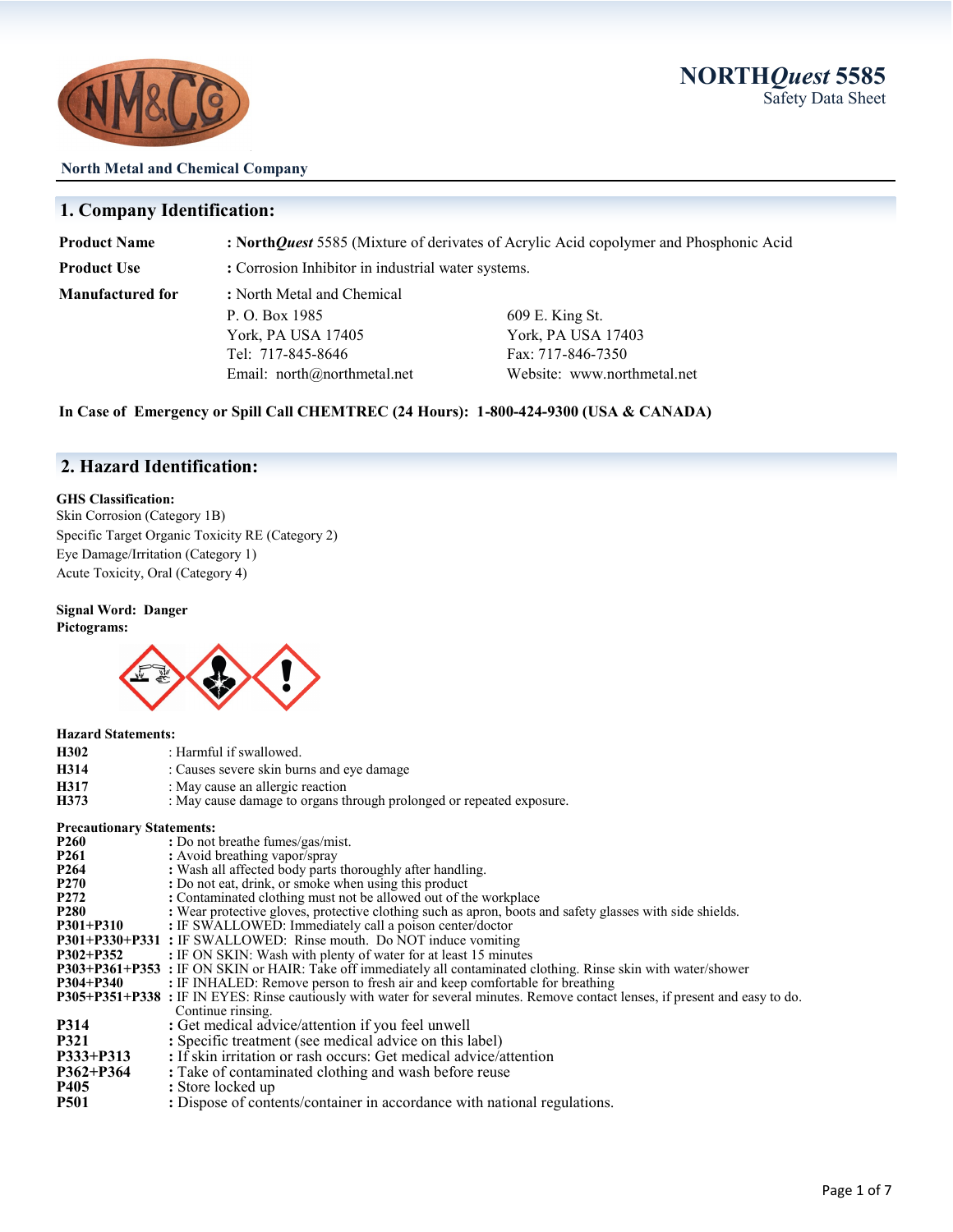# NORTH*Quest* 5585
Safety Data Sheet

**North Metal and Chemical Company**

## 1. Company Identification:

**Product Name** : **North*Quest*** 5585 (Mixture of derivates of Acrylic Acid copolymer and Phosphonic Acid

**Product Use** : Corrosion Inhibitor in industrial water systems.

**Manufactured for** : North Metal and Chemical

P. O. Box 1985
York, PA USA 17405
Tel: 717-845-8646
Email: north@northmetal.net

609 E. King St.
York, PA USA 17403
Fax: 717-846-7350
Website: www.northmetal.net

**In Case of Emergency or Spill Call CHEMTREC (24 Hours): 1-800-424-9300 (USA & CANADA)**

## 2. Hazard Identification:

**GHS Classification:**

Skin Corrosion (Category 1B)
Specific Target Organic Toxicity RE (Category 2)
Eye Damage/Irritation (Category 1)
Acute Toxicity, Oral (Category 4)

**Signal Word: Danger**

**Pictograms:**

**Hazard Statements:**

| | |
|---|---|
| **H302** | : Harmful if swallowed. |
| **H314** | : Causes severe skin burns and eye damage |
| **H317** | : May cause an allergic reaction |
| **H373** | : May cause damage to organs through prolonged or repeated exposure. |

**Precautionary Statements:**

| | |
|---|---|
| **P260** | **:** Do not breathe fumes/gas/mist. |
| **P261** | **:** Avoid breathing vapor/spray |
| **P264** | **:** Wash all affected body parts thoroughly after handling. |
| **P270** | **:** Do not eat, drink, or smoke when using this product |
| **P272** | **:** Contaminated clothing must not be allowed out of the workplace |
| **P280** | **:** Wear protective gloves, protective clothing such as apron, boots and safety glasses with side shields. |
| **P301+P310** | **:** IF SWALLOWED: Immediately call a poison center/doctor |
| **P301+P330+P331** | **:** IF SWALLOWED: Rinse mouth. Do NOT induce vomiting |
| **P302+P352** | **:** IF ON SKIN: Wash with plenty of water for at least 15 minutes |
| **P303+P361+P353** | **:** IF ON SKIN or HAIR: Take off immediately all contaminated clothing. Rinse skin with water/shower |
| **P304+P340** | **:** IF INHALED: Remove person to fresh air and keep comfortable for breathing |
| **P305+P351+P338** | **:** IF IN EYES: Rinse cautiously with water for several minutes. Remove contact lenses, if present and easy to do. Continue rinsing. |
| **P314** | **:** Get medical advice/attention if you feel unwell |
| **P321** | **:** Specific treatment (see medical advice on this label) |
| **P333+P313** | **:** If skin irritation or rash occurs: Get medical advice/attention |
| **P362+P364** | **:** Take of contaminated clothing and wash before reuse |
| **P405** | **:** Store locked up |
| **P501** | **:** Dispose of contents/container in accordance with national regulations. |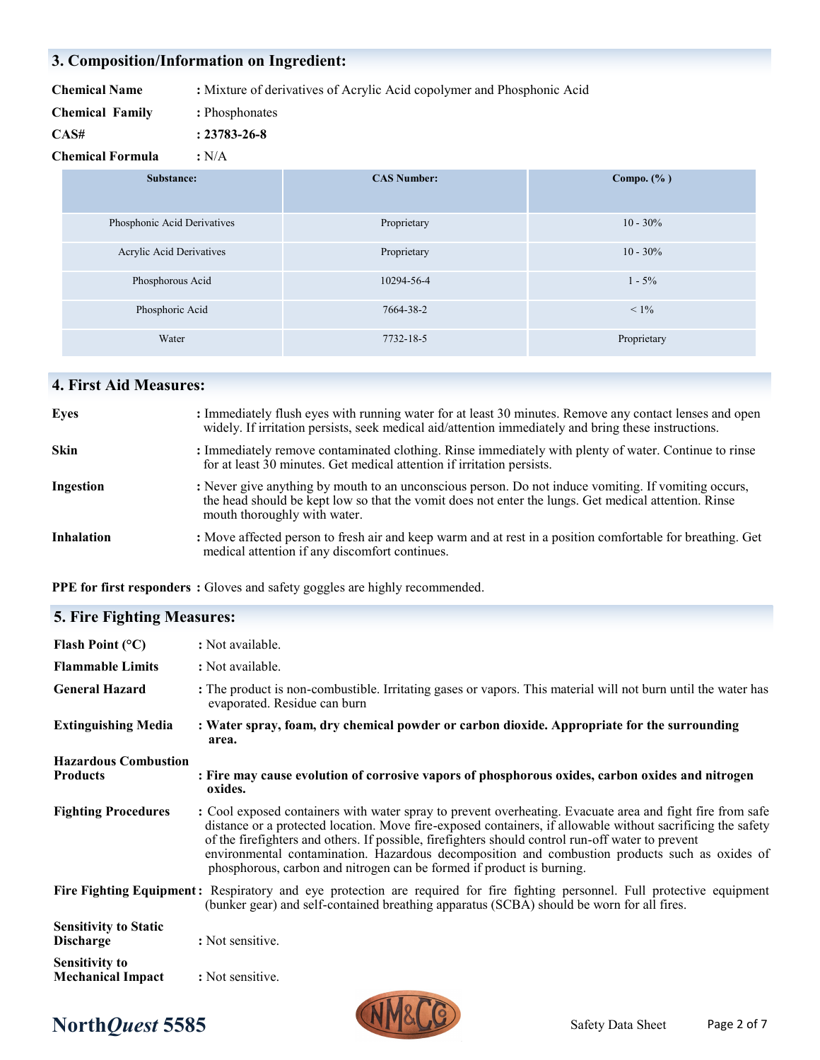## 3. Composition/Information on Ingredient:

**Chemical Name** : Mixture of derivatives of Acrylic Acid copolymer and Phosphonic Acid

**Chemical Family** : Phosphonates

**CAS#** : **23783-26-8**

**Chemical Formula** : N/A

| Substance: | CAS Number: | Compo. (% ) |
|---|---|---|
| Phosphonic Acid Derivatives | Proprietary | 10 - 30% |
| Acrylic Acid Derivatives | Proprietary | 10 - 30% |
| Phosphorous Acid | 10294-56-4 | 1 - 5% |
| Phosphoric Acid | 7664-38-2 | < 1% |
| Water | 7732-18-5 | Proprietary |

## 4. First Aid Measures:

**Eyes** : Immediately flush eyes with running water for at least 30 minutes. Remove any contact lenses and open widely. If irritation persists, seek medical aid/attention immediately and bring these instructions.

**Skin** : Immediately remove contaminated clothing. Rinse immediately with plenty of water. Continue to rinse for at least 30 minutes. Get medical attention if irritation persists.

**Ingestion** : Never give anything by mouth to an unconscious person. Do not induce vomiting. If vomiting occurs, the head should be kept low so that the vomit does not enter the lungs. Get medical attention. Rinse mouth thoroughly with water.

**Inhalation** : Move affected person to fresh air and keep warm and at rest in a position comfortable for breathing. Get medical attention if any discomfort continues.

**PPE for first responders** : Gloves and safety goggles are highly recommended.

## 5. Fire Fighting Measures:

**Flash Point (°C)** : Not available.

**Flammable Limits** : Not available.

**General Hazard** : The product is non-combustible. Irritating gases or vapors. This material will not burn until the water has evaporated. Residue can burn

**Extinguishing Media** : **Water spray, foam, dry chemical powder or carbon dioxide. Appropriate for the surrounding area.**

**Hazardous Combustion Products** : **Fire may cause evolution of corrosive vapors of phosphorous oxides, carbon oxides and nitrogen oxides.**

**Fighting Procedures** : Cool exposed containers with water spray to prevent overheating. Evacuate area and fight fire from safe distance or a protected location. Move fire-exposed containers, if allowable without sacrificing the safety of the firefighters and others. If possible, firefighters should control run-off water to prevent environmental contamination. Hazardous decomposition and combustion products such as oxides of phosphorous, carbon and nitrogen can be formed if product is burning.

**Fire Fighting Equipment** : Respiratory and eye protection are required for fire fighting personnel. Full protective equipment (bunker gear) and self-contained breathing apparatus (SCBA) should be worn for all fires.

**Sensitivity to Static Discharge** : Not sensitive.

**Sensitivity to Mechanical Impact** : Not sensitive.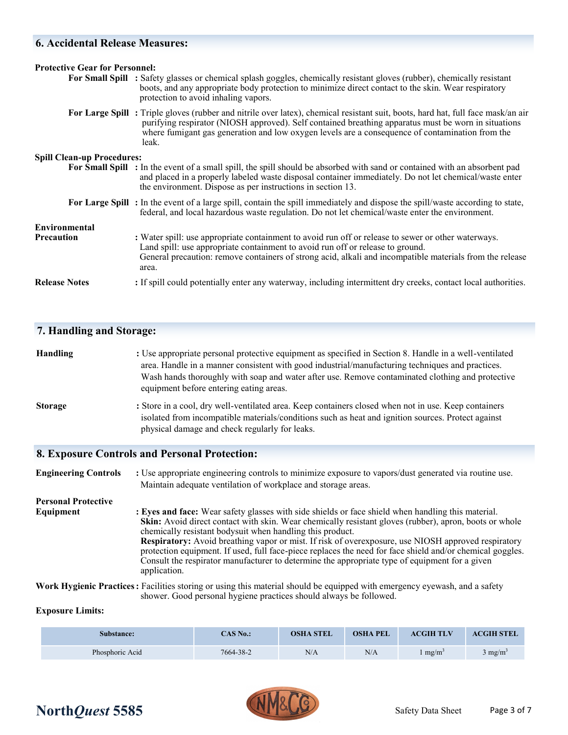## 6. Accidental Release Measures:

**Protective Gear for Personnel:**

**For Small Spill** : Safety glasses or chemical splash goggles, chemically resistant gloves (rubber), chemically resistant boots, and any appropriate body protection to minimize direct contact to the skin. Wear respiratory protection to avoid inhaling vapors.

**For Large Spill** : Triple gloves (rubber and nitrile over latex), chemical resistant suit, boots, hard hat, full face mask/an air purifying respirator (NIOSH approved). Self contained breathing apparatus must be worn in situations where fumigant gas generation and low oxygen levels are a consequence of contamination from the leak.

**Spill Clean-up Procedures:**

**For Small Spill** : In the event of a small spill, the spill should be absorbed with sand or contained with an absorbent pad and placed in a properly labeled waste disposal container immediately. Do not let chemical/waste enter the environment. Dispose as per instructions in section 13.

**For Large Spill** : In the event of a large spill, contain the spill immediately and dispose the spill/waste according to state, federal, and local hazardous waste regulation. Do not let chemical/waste enter the environment.

**Environmental Precaution** : Water spill: use appropriate containment to avoid run off or release to sewer or other waterways.
Land spill: use appropriate containment to avoid run off or release to ground.
General precaution: remove containers of strong acid, alkali and incompatible materials from the release area.

**Release Notes** : If spill could potentially enter any waterway, including intermittent dry creeks, contact local authorities.

## 7. Handling and Storage:

**Handling** : Use appropriate personal protective equipment as specified in Section 8. Handle in a well-ventilated area. Handle in a manner consistent with good industrial/manufacturing techniques and practices. Wash hands thoroughly with soap and water after use. Remove contaminated clothing and protective equipment before entering eating areas.

**Storage** : Store in a cool, dry well-ventilated area. Keep containers closed when not in use. Keep containers isolated from incompatible materials/conditions such as heat and ignition sources. Protect against physical damage and check regularly for leaks.

## 8. Exposure Controls and Personal Protection:

**Engineering Controls** : Use appropriate engineering controls to minimize exposure to vapors/dust generated via routine use. Maintain adequate ventilation of workplace and storage areas.

**Personal Protective Equipment** : **Eyes and face:** Wear safety glasses with side shields or face shield when handling this material.
**Skin:** Avoid direct contact with skin. Wear chemically resistant gloves (rubber), apron, boots or whole chemically resistant bodysuit when handling this product.
**Respiratory:** Avoid breathing vapor or mist. If risk of overexposure, use NIOSH approved respiratory protection equipment. If used, full face-piece replaces the need for face shield and/or chemical goggles. Consult the respirator manufacturer to determine the appropriate type of equipment for a given application.

**Work Hygienic Practices** : Facilities storing or using this material should be equipped with emergency eyewash, and a safety shower. Good personal hygiene practices should always be followed.

**Exposure Limits:**

| Substance: | CAS No.: | OSHA STEL | OSHA PEL | ACGIH TLV | ACGIH STEL |
|---|---|---|---|---|---|
| Phosphoric Acid | 7664-38-2 | N/A | N/A | 1 $mg/m^3$ | 3 $mg/m^3$ |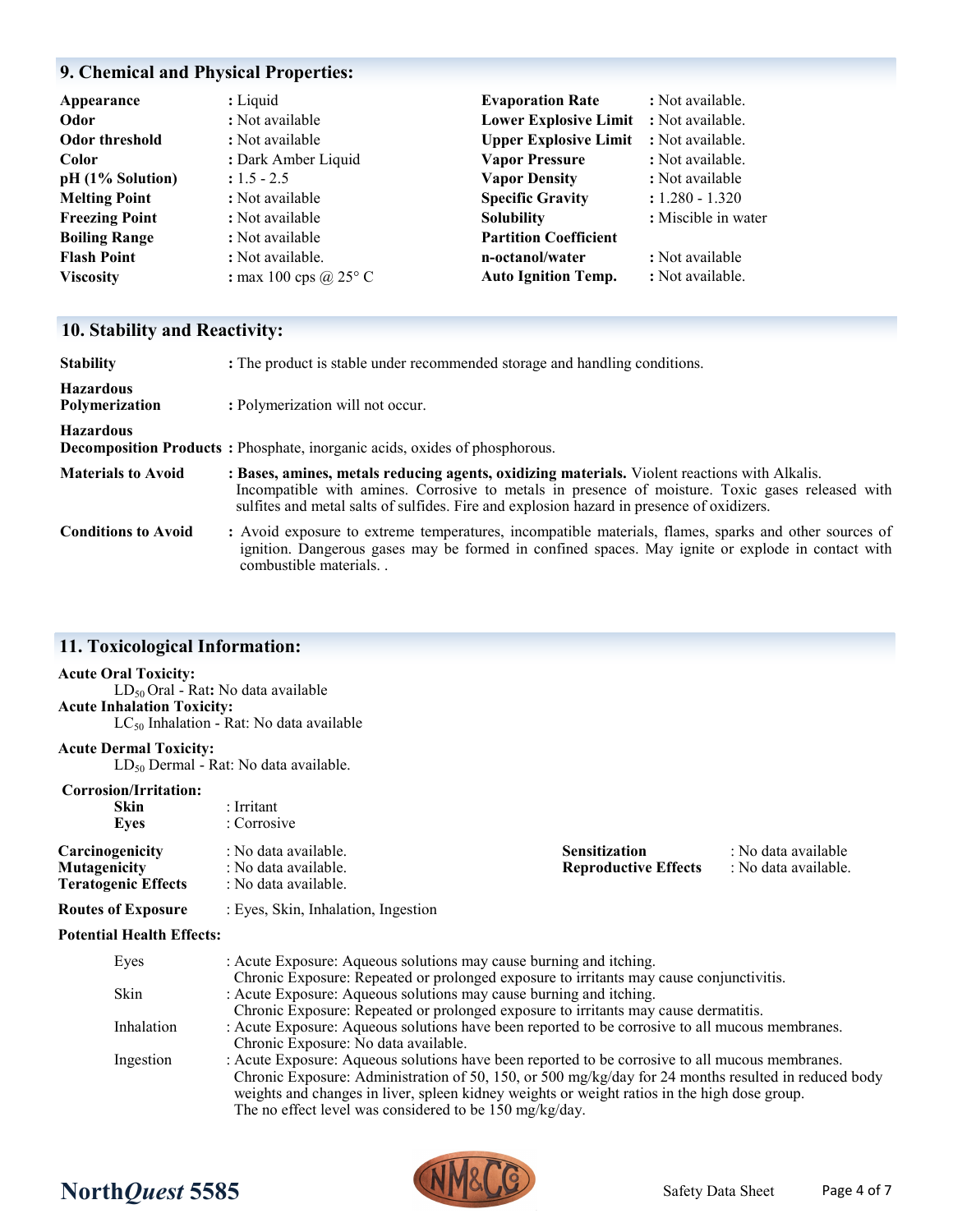## 9. Chemical and Physical Properties:

| | | | |
|---|---|---|---|
| **Appearance** | : Liquid | **Evaporation Rate** | : Not available. |
| **Odor** | : Not available | **Lower Explosive Limit** | : Not available. |
| **Odor threshold** | : Not available | **Upper Explosive Limit** | : Not available. |
| **Color** | : Dark Amber Liquid | **Vapor Pressure** | : Not available. |
| **pH (1% Solution)** | : 1.5 - 2.5 | **Vapor Density** | : Not available |
| **Melting Point** | : Not available | **Specific Gravity** | : 1.280 - 1.320 |
| **Freezing Point** | : Not available | **Solubility** | : Miscible in water |
| **Boiling Range** | : Not available | **Partition Coefficient** | |
| **Flash Point** | : Not available. | **n-octanol/water** | : Not available |
| **Viscosity** | : max 100 cps @ 25° C | **Auto Ignition Temp.** | : Not available. |

## 10. Stability and Reactivity:

**Stability** : The product is stable under recommended storage and handling conditions.

**Hazardous Polymerization** : Polymerization will not occur.

**Hazardous Decomposition Products** : Phosphate, inorganic acids, oxides of phosphorous.

**Materials to Avoid** : **Bases, amines, metals reducing agents, oxidizing materials.** Violent reactions with Alkalis. Incompatible with amines. Corrosive to metals in presence of moisture. Toxic gases released with sulfites and metal salts of sulfides. Fire and explosion hazard in presence of oxidizers.

**Conditions to Avoid** : Avoid exposure to extreme temperatures, incompatible materials, flames, sparks and other sources of ignition. Dangerous gases may be formed in confined spaces. May ignite or explode in contact with combustible materials. .

## 11. Toxicological Information:

**Acute Oral Toxicity:**
$LD_{50}$ Oral - Rat**:** No data available

**Acute Inhalation Toxicity:**
$LC_{50}$ Inhalation - Rat: No data available

**Acute Dermal Toxicity:**
$LD_{50}$ Dermal - Rat: No data available.

**Corrosion/Irritation:**
**Skin** : Irritant
**Eyes** : Corrosive

| | | | |
|---|---|---|---|
| **Carcinogenicity** | : No data available. | **Sensitization** | : No data available |
| **Mutagenicity** | : No data available. | **Reproductive Effects** | : No data available. |
| **Teratogenic Effects** | : No data available. | | |

**Routes of Exposure** : Eyes, Skin, Inhalation, Ingestion

**Potential Health Effects:**

Eyes : Acute Exposure: Aqueous solutions may cause burning and itching.
Chronic Exposure: Repeated or prolonged exposure to irritants may cause conjunctivitis.

Skin : Acute Exposure: Aqueous solutions may cause burning and itching.
Chronic Exposure: Repeated or prolonged exposure to irritants may cause dermatitis.

Inhalation : Acute Exposure: Aqueous solutions have been reported to be corrosive to all mucous membranes.
Chronic Exposure: No data available.

Ingestion : Acute Exposure: Aqueous solutions have been reported to be corrosive to all mucous membranes.
Chronic Exposure: Administration of 50, 150, or 500 mg/kg/day for 24 months resulted in reduced body weights and changes in liver, spleen kidney weights or weight ratios in the high dose group.
The no effect level was considered to be 150 mg/kg/day.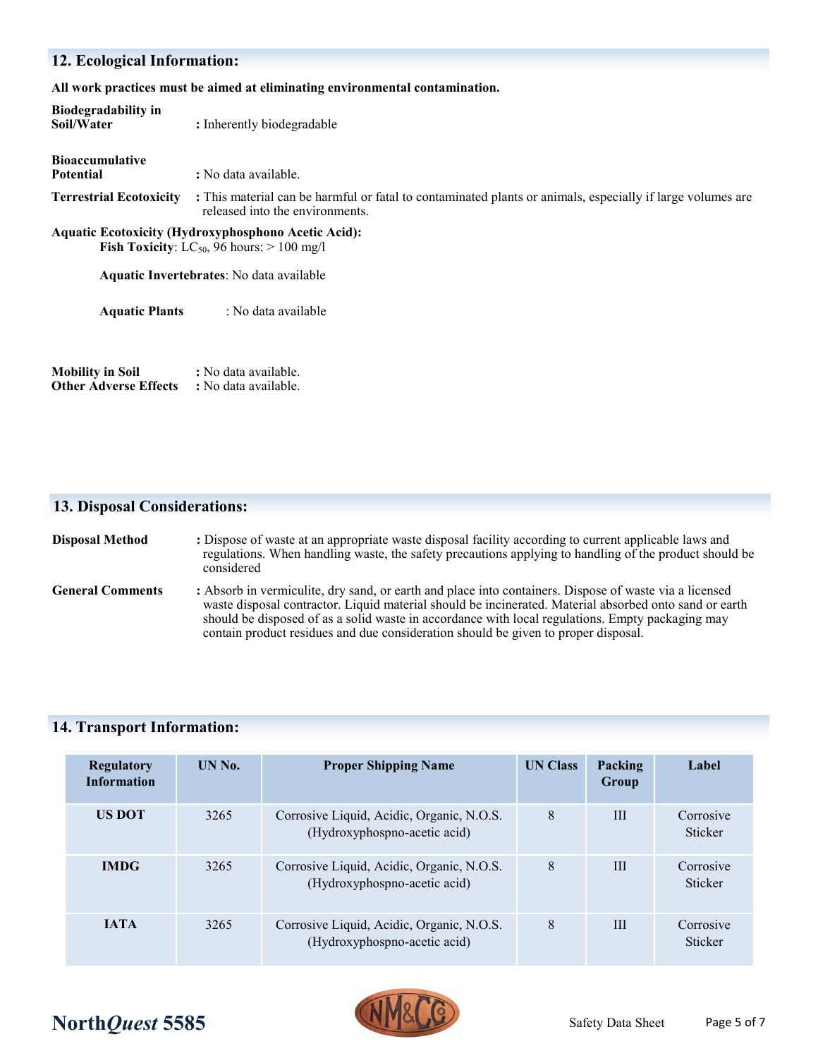## 12. Ecological Information:

**All work practices must be aimed at eliminating environmental contamination.**

**Biodegradability in Soil/Water** : Inherently biodegradable

**Bioaccumulative Potential** : No data available.

**Terrestrial Ecotoxicity** : This material can be harmful or fatal to contaminated plants or animals, especially if large volumes are released into the environments.

**Aquatic Ecotoxicity (Hydroxyphosphono Acetic Acid):**

**Fish Toxicity**: $LC_{50}$, 96 hours: > 100 mg/l

**Aquatic Invertebrates**: No data available

**Aquatic Plants** : No data available

**Mobility in Soil** : No data available.
**Other Adverse Effects** : No data available.

## 13. Disposal Considerations:

**Disposal Method** : Dispose of waste at an appropriate waste disposal facility according to current applicable laws and regulations. When handling waste, the safety precautions applying to handling of the product should be considered

**General Comments** : Absorb in vermiculite, dry sand, or earth and place into containers. Dispose of waste via a licensed waste disposal contractor. Liquid material should be incinerated. Material absorbed onto sand or earth should be disposed of as a solid waste in accordance with local regulations. Empty packaging may contain product residues and due consideration should be given to proper disposal.

## 14. Transport Information:

| Regulatory Information | UN No. | Proper Shipping Name | UN Class | Packing Group | Label |
|---|---|---|---|---|---|
| US DOT | 3265 | Corrosive Liquid, Acidic, Organic, N.O.S. (Hydroxyphospno-acetic acid) | 8 | III | Corrosive Sticker |
| IMDG | 3265 | Corrosive Liquid, Acidic, Organic, N.O.S. (Hydroxyphospno-acetic acid) | 8 | III | Corrosive Sticker |
| IATA | 3265 | Corrosive Liquid, Acidic, Organic, N.O.S. (Hydroxyphospno-acetic acid) | 8 | III | Corrosive Sticker |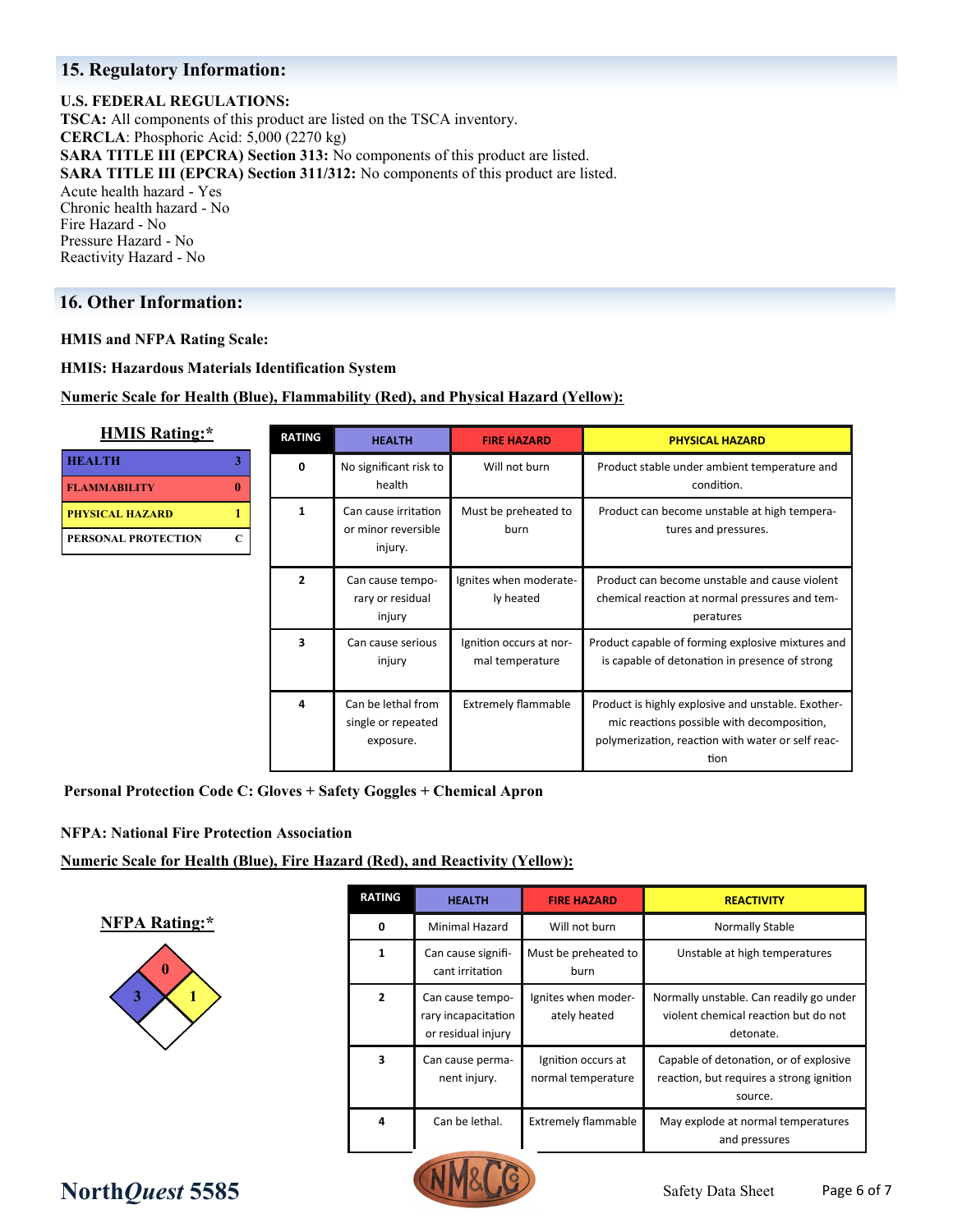## 15. Regulatory Information:

**U.S. FEDERAL REGULATIONS:**
**TSCA:** All components of this product are listed on the TSCA inventory.
**CERCLA**: Phosphoric Acid: 5,000 (2270 kg)
**SARA TITLE III (EPCRA) Section 313:** No components of this product are listed.
**SARA TITLE III (EPCRA) Section 311/312:** No components of this product are listed.
Acute health hazard - Yes
Chronic health hazard - No
Fire Hazard - No
Pressure Hazard - No
Reactivity Hazard - No

## 16. Other Information:

**HMIS and NFPA Rating Scale:**

**HMIS: Hazardous Materials Identification System**

**Numeric Scale for Health (Blue), Flammability (Red), and Physical Hazard (Yellow):**

**HMIS Rating:***

| | |
|---|---|
| HEALTH | 3 |
| FLAMMABILITY | 0 |
| PHYSICAL HAZARD | 1 |
| PERSONAL PROTECTION | C |

| RATING | HEALTH | FIRE HAZARD | PHYSICAL HAZARD |
|---|---|---|---|
| 0 | No significant risk to health | Will not burn | Product stable under ambient temperature and condition. |
| 1 | Can cause irritation or minor reversible injury. | Must be preheated to burn | Product can become unstable at high temperatures and pressures. |
| 2 | Can cause temporary or residual injury | Ignites when moderately heated | Product can become unstable and cause violent chemical reaction at normal pressures and temperatures |
| 3 | Can cause serious injury | Ignition occurs at normal temperature | Product capable of forming explosive mixtures and is capable of detonation in presence of strong |
| 4 | Can be lethal from single or repeated exposure. | Extremely flammable | Product is highly explosive and unstable. Exothermic reactions possible with decomposition, polymerization, reaction with water or self reaction |

**Personal Protection Code C: Gloves + Safety Goggles + Chemical Apron**

**NFPA: National Fire Protection Association**

**Numeric Scale for Health (Blue), Fire Hazard (Red), and Reactivity (Yellow):**

**NFPA Rating:***

Health: 3, Fire Hazard: 0, Reactivity: 1

| RATING | HEALTH | FIRE HAZARD | REACTIVITY |
|---|---|---|---|
| 0 | Minimal Hazard | Will not burn | Normally Stable |
| 1 | Can cause significant irritation | Must be preheated to burn | Unstable at high temperatures |
| 2 | Can cause temporary incapacitation or residual injury | Ignites when moderately heated | Normally unstable. Can readily go under violent chemical reaction but do not detonate. |
| 3 | Can cause permanent injury. | Ignition occurs at normal temperature | Capable of detonation, or of explosive reaction, but requires a strong ignition source. |
| 4 | Can be lethal. | Extremely flammable | May explode at normal temperatures and pressures |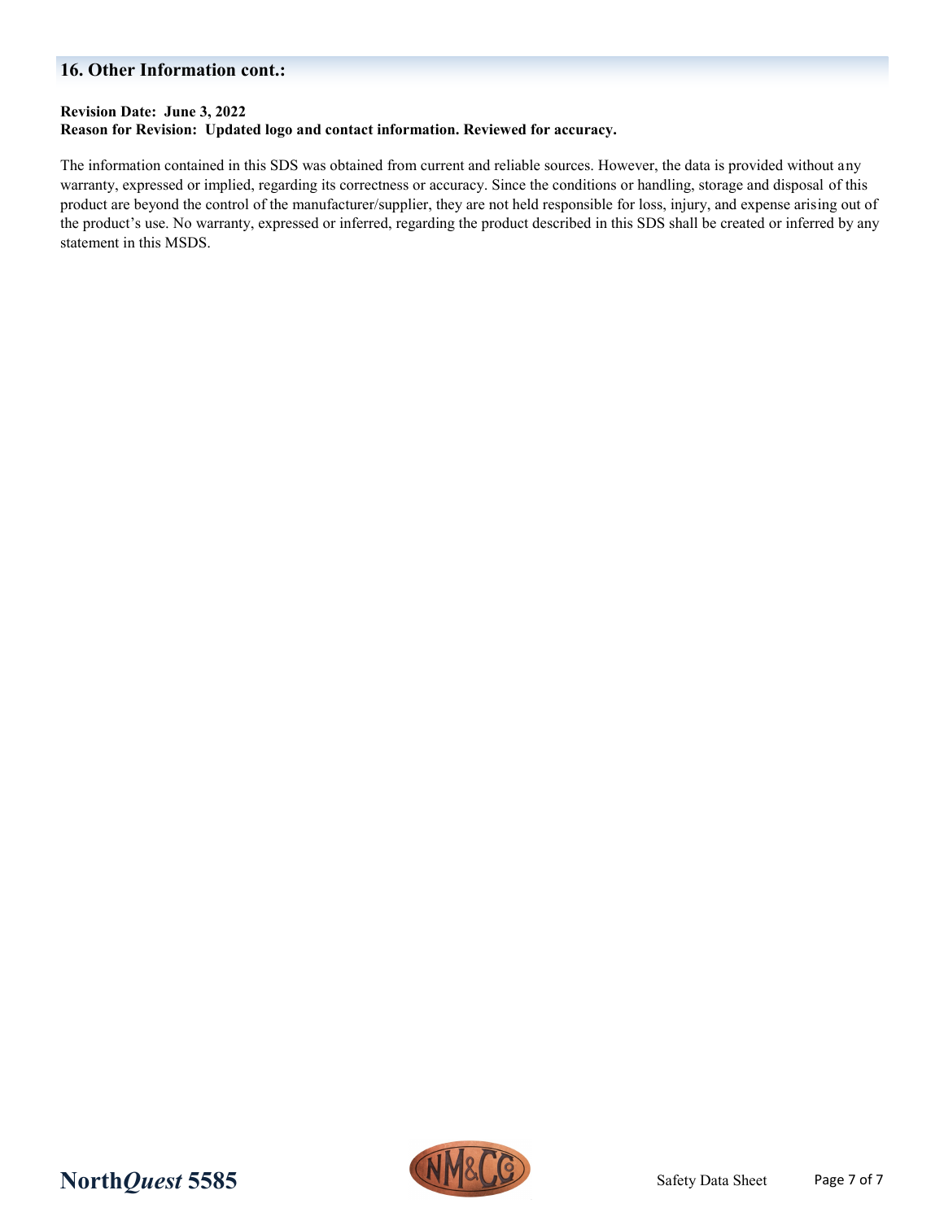## 16. Other Information cont.:

**Revision Date: June 3, 2022**
**Reason for Revision: Updated logo and contact information. Reviewed for accuracy.**

The information contained in this SDS was obtained from current and reliable sources. However, the data is provided without any warranty, expressed or implied, regarding its correctness or accuracy. Since the conditions or handling, storage and disposal of this product are beyond the control of the manufacturer/supplier, they are not held responsible for loss, injury, and expense arising out of the product's use. No warranty, expressed or inferred, regarding the product described in this SDS shall be created or inferred by any statement in this MSDS.